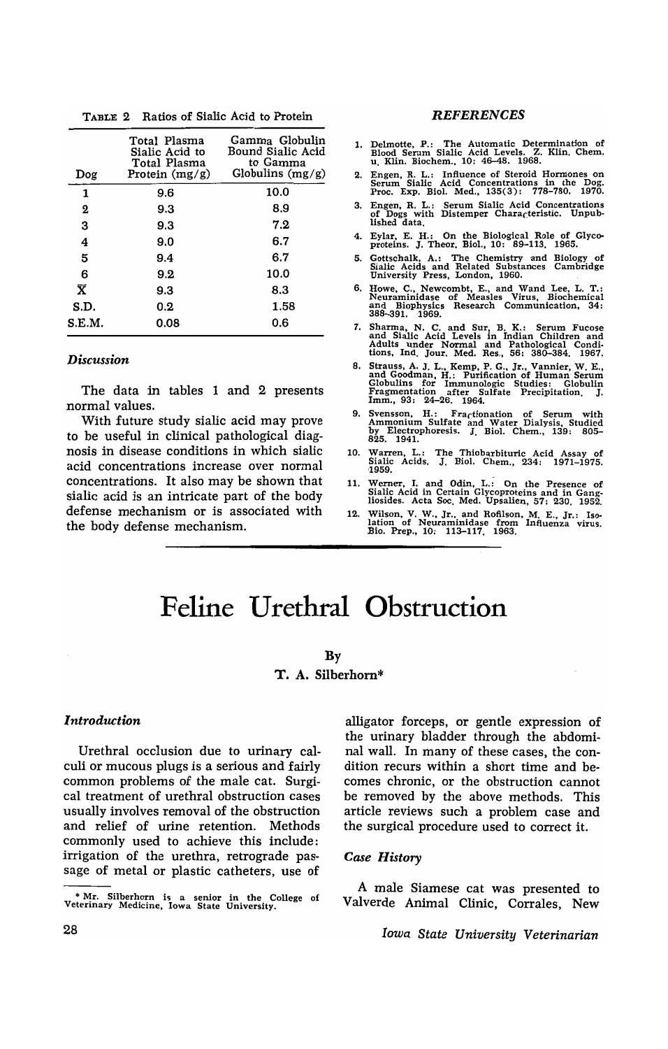TABLE 2 Ratios of Sialic Acid to Protein

| Dog | Total Plasma Sialic Acid to Total Plasma Protein (mg/g) | Gamma Globulin Bound Sialic Acid to Gamma Globulins (mg/g) |
|---|---|---|
| 1 | 9.6 | 10.0 |
| 2 | 9.3 | 8.9 |
| 3 | 9.3 | 7.2 |
| 4 | 9.0 | 6.7 |
| 5 | 9.4 | 6.7 |
| 6 | 9.2 | 10.0 |
| $\bar{X}$ | 9.3 | 8.3 |
| S.D. | 0.2 | 1.58 |
| S.E.M. | 0.08 | 0.6 |

### *Discussion*

The data in tables 1 and 2 presents normal values.

With future study sialic acid may prove to be useful in clinical pathological diagnosis in disease conditions in which sialic acid concentrations increase over normal concentrations. It also may be shown that sialic acid is an intricate part of the body defense mechanism or is associated with the body defense mechanism.

### *REFERENCES*

1. Delmotte, P.: The Automatic Determination of Blood Serum Sialic Acid Levels. Z. Klin. Chem. u. Klin. Biochem., 10: 46–48. 1968.
2. Engen, R. L.: Influence of Steroid Hormones on Serum Sialic Acid Concentrations in the Dog. Proc. Exp. Biol. Med., 135(3): 778–780. 1970.
3. Engen, R. L.: Serum Sialic Acid Concentrations of Dogs with Distemper Characteristic. Unpublished data.
4. Eylar, E. H.: On the Biological Role of Glycoproteins. J. Theor. Biol., 10: 89–113. 1965.
5. Gottschalk, A.: The Chemistry and Biology of Sialic Acids and Related Substances Cambridge University Press, London, 1960.
6. Howe, C., Newcombt, E., and Wand Lee, L. T.: Neuraminidase of Measles Virus, Biochemical and Biophysics Research Communication, 34: 388–391. 1969.
7. Sharma, N. C. and Sur, B. K.: Serum Fucose and Sialic Acid Levels in Indian Children and Adults under Normal and Pathological Conditions, Ind. Jour. Med. Res., 56: 380–384. 1967.
8. Strauss, A. J. L., Kemp, P. G., Jr., Vannier, W. E., and Goodman, H.: Purification of Human Serum Globulins for Immunologic Studies: Globulin Fragmentation after Sulfate Precipitation. J. Imm., 93: 24–26. 1964.
9. Svensson, H.: Fractionation of Serum with Ammonium Sulfate and Water Dialysis, Studied by Electrophoresis. J. Biol. Chem., 139: 805–825. 1941.
10. Warren, L.: The Thiobarbituric Acid Assay of Sialic Acids. J. Biol. Chem., 234: 1971–1975. 1959.
11. Werner, I. and Odin, L.: On the Presence of Sialic Acid in Certain Glycoproteins and in Gangliosides. Acta Soc. Med. Upsalien, 57: 230. 1952.
12. Wilson, V. W., Jr., and Rofilson, M. E., Jr.: Isolation of Neuraminidase from Influenza virus. Bio. Prep., 10: 113–117. 1963.

# Feline Urethral Obstruction

By

T. A. Silberhorn*

### *Introduction*

Urethral occlusion due to urinary calculi or mucous plugs is a serious and fairly common problems of the male cat. Surgical treatment of urethral obstruction cases usually involves removal of the obstruction and relief of urine retention. Methods commonly used to achieve this include: irrigation of the urethra, retrograde passage of metal or plastic catheters, use of alligator forceps, or gentle expression of the urinary bladder through the abdominal wall. In many of these cases, the condition recurs within a short time and becomes chronic, or the obstruction cannot be removed by the above methods. This article reviews such a problem case and the surgical procedure used to correct it.

### *Case History*

A male Siamese cat was presented to Valverde Animal Clinic, Corrales, New

\* Mr. Silberhorn is a senior in the College of Veterinary Medicine, Iowa State University.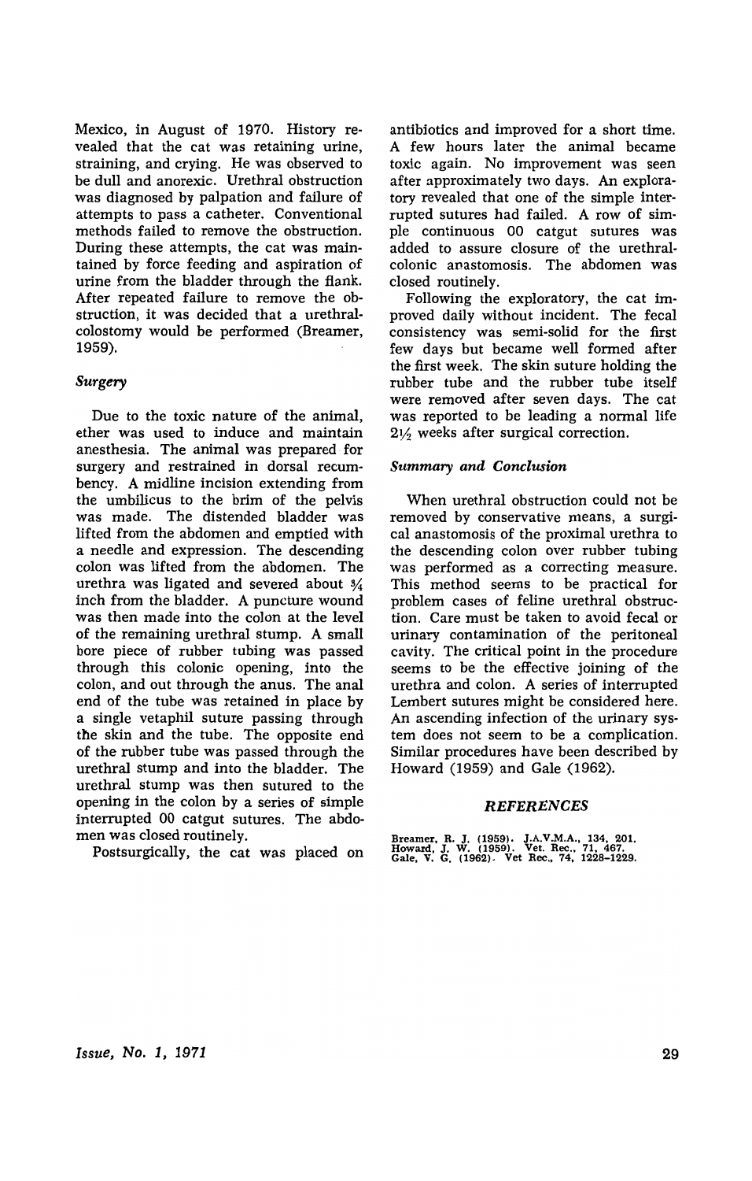Mexico, in August of 1970. History revealed that the cat was retaining urine, straining, and crying. He was observed to be dull and anorexic. Urethral obstruction was diagnosed by palpation and failure of attempts to pass a catheter. Conventional methods failed to remove the obstruction. During these attempts, the cat was maintained by force feeding and aspiration of urine from the bladder through the flank. After repeated failure to remove the obstruction, it was decided that a urethral-colostomy would be performed (Breamer, 1959).

### *Surgery*

Due to the toxic nature of the animal, ether was used to induce and maintain anesthesia. The animal was prepared for surgery and restrained in dorsal recumbency. A midline incision extending from the umbilicus to the brim of the pelvis was made. The distended bladder was lifted from the abdomen and emptied with a needle and expression. The descending colon was lifted from the abdomen. The urethra was ligated and severed about ¾ inch from the bladder. A puncture wound was then made into the colon at the level of the remaining urethral stump. A small bore piece of rubber tubing was passed through this colonic opening, into the colon, and out through the anus. The anal end of the tube was retained in place by a single vetaphil suture passing through the skin and the tube. The opposite end of the rubber tube was passed through the urethral stump and into the bladder. The urethral stump was then sutured to the opening in the colon by a series of simple interrupted 00 catgut sutures. The abdomen was closed routinely.

Postsurgically, the cat was placed on antibiotics and improved for a short time. A few hours later the animal became toxic again. No improvement was seen after approximately two days. An exploratory revealed that one of the simple interrupted sutures had failed. A row of simple continuous 00 catgut sutures was added to assure closure of the urethral-colonic anastomosis. The abdomen was closed routinely.

Following the exploratory, the cat improved daily without incident. The fecal consistency was semi-solid for the first few days but became well formed after the first week. The skin suture holding the rubber tube and the rubber tube itself were removed after seven days. The cat was reported to be leading a normal life 2½ weeks after surgical correction.

### *Summary and Conclusion*

When urethral obstruction could not be removed by conservative means, a surgical anastomosis of the proximal urethra to the descending colon over rubber tubing was performed as a correcting measure. This method seems to be practical for problem cases of feline urethral obstruction. Care must be taken to avoid fecal or urinary contamination of the peritoneal cavity. The critical point in the procedure seems to be the effective joining of the urethra and colon. A series of interrupted Lembert sutures might be considered here. An ascending infection of the urinary system does not seem to be a complication. Similar procedures have been described by Howard (1959) and Gale (1962).

### *REFERENCES*

Breamer, R. J. (1959). J.A.V.M.A., 134, 201.
Howard, J. W. (1959). Vet. Rec., 71, 467.
Gale, V. G. (1962). Vet Rec., 74, 1228-1229.